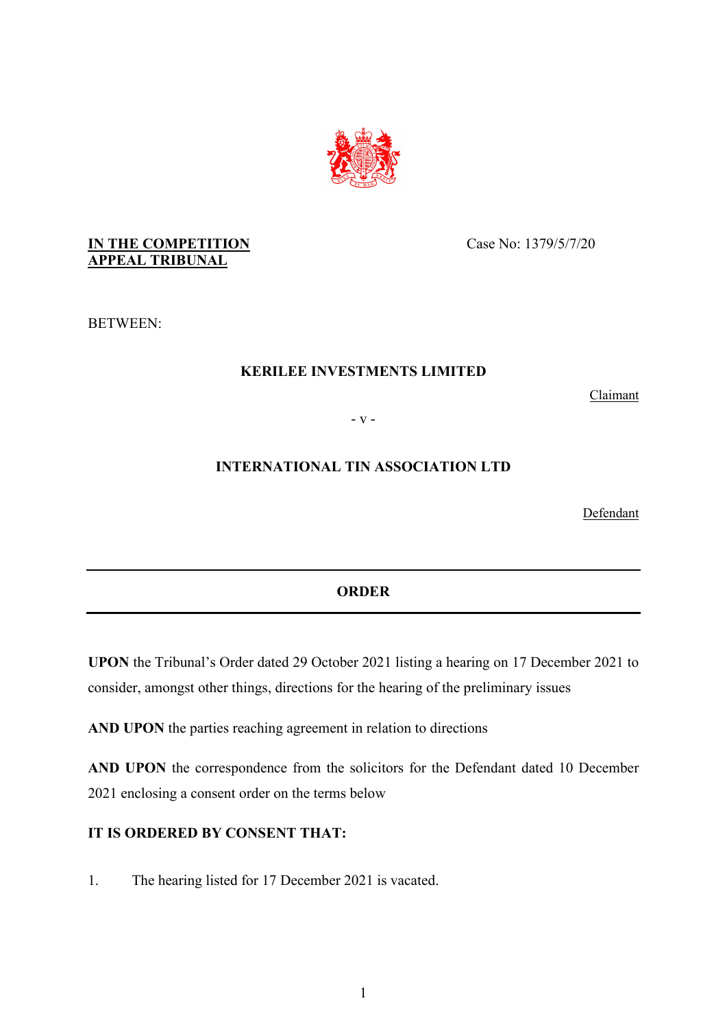**IN THE COMPETITION APPEAL TRIBUNAL**

Case No: 1379/5/7/20

BETWEEN:

**KERILEE INVESTMENTS LIMITED**

Claimant

\- v -

**INTERNATIONAL TIN ASSOCIATION LTD**

Defendant

---

**ORDER**

---

**UPON** the Tribunal's Order dated 29 October 2021 listing a hearing on 17 December 2021 to consider, amongst other things, directions for the hearing of the preliminary issues

**AND UPON** the parties reaching agreement in relation to directions

**AND UPON** the correspondence from the solicitors for the Defendant dated 10 December 2021 enclosing a consent order on the terms below

**IT IS ORDERED BY CONSENT THAT:**

1. The hearing listed for 17 December 2021 is vacated.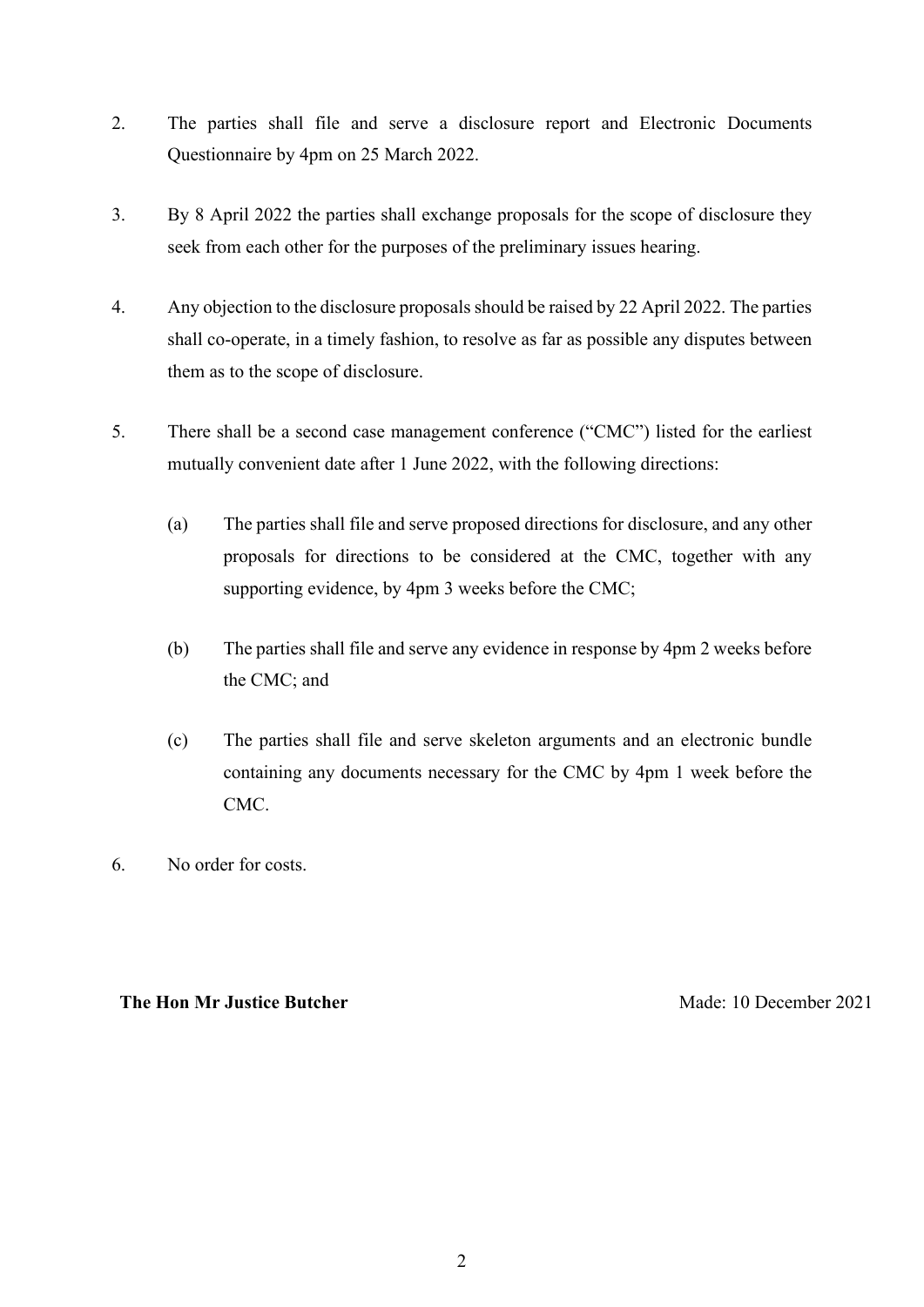2. The parties shall file and serve a disclosure report and Electronic Documents Questionnaire by 4pm on 25 March 2022.

3. By 8 April 2022 the parties shall exchange proposals for the scope of disclosure they seek from each other for the purposes of the preliminary issues hearing.

4. Any objection to the disclosure proposals should be raised by 22 April 2022. The parties shall co-operate, in a timely fashion, to resolve as far as possible any disputes between them as to the scope of disclosure.

5. There shall be a second case management conference ("CMC") listed for the earliest mutually convenient date after 1 June 2022, with the following directions:

   (a) The parties shall file and serve proposed directions for disclosure, and any other proposals for directions to be considered at the CMC, together with any supporting evidence, by 4pm 3 weeks before the CMC;

   (b) The parties shall file and serve any evidence in response by 4pm 2 weeks before the CMC; and

   (c) The parties shall file and serve skeleton arguments and an electronic bundle containing any documents necessary for the CMC by 4pm 1 week before the CMC.

6. No order for costs.

**The Hon Mr Justice Butcher** Made: 10 December 2021